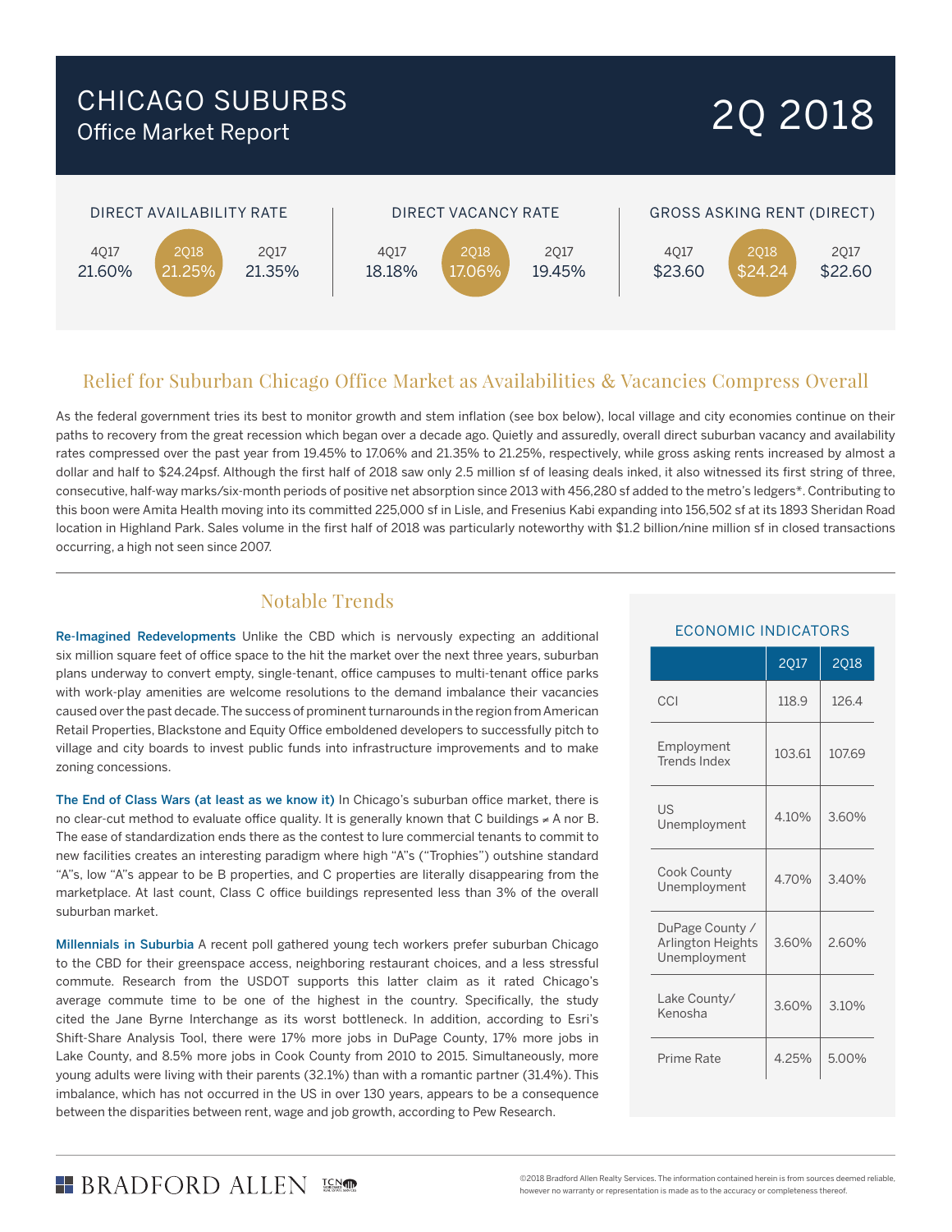# CHICAGO SUBURBS
## Office Market Report

## 2Q 2018

| DIRECT AVAILABILITY RATE | | |
|---|---|---|
| 4Q17 | 2Q18 | 2Q17 |
| 21.60% | 21.25% | 21.35% |

| DIRECT VACANCY RATE | | |
|---|---|---|
| 4Q17 | 2Q18 | 2Q17 |
| 18.18% | 17.06% | 19.45% |

| GROSS ASKING RENT (DIRECT) | | |
|---|---|---|
| 4Q17 | 2Q18 | 2Q17 |
| $23.60 | $24.24 | $22.60 |

## Relief for Suburban Chicago Office Market as Availabilities & Vacancies Compress Overall

As the federal government tries its best to monitor growth and stem inflation (see box below), local village and city economies continue on their paths to recovery from the great recession which began over a decade ago. Quietly and assuredly, overall direct suburban vacancy and availability rates compressed over the past year from 19.45% to 17.06% and 21.35% to 21.25%, respectively, while gross asking rents increased by almost a dollar and half to $24.24psf. Although the first half of 2018 saw only 2.5 million sf of leasing deals inked, it also witnessed its first string of three, consecutive, half-way marks/six-month periods of positive net absorption since 2013 with 456,280 sf added to the metro's ledgers*. Contributing to this boon were Amita Health moving into its committed 225,000 sf in Lisle, and Fresenius Kabi expanding into 156,502 sf at its 1893 Sheridan Road location in Highland Park. Sales volume in the first half of 2018 was particularly noteworthy with $1.2 billion/nine million sf in closed transactions occurring, a high not seen since 2007.

## Notable Trends

**Re-Imagined Redevelopments** Unlike the CBD which is nervously expecting an additional six million square feet of office space to the hit the market over the next three years, suburban plans underway to convert empty, single-tenant, office campuses to multi-tenant office parks with work-play amenities are welcome resolutions to the demand imbalance their vacancies caused over the past decade. The success of prominent turnarounds in the region from American Retail Properties, Blackstone and Equity Office emboldened developers to successfully pitch to village and city boards to invest public funds into infrastructure improvements and to make zoning concessions.

**The End of Class Wars (at least as we know it)** In Chicago's suburban office market, there is no clear-cut method to evaluate office quality. It is generally known that C buildings ≠ A nor B. The ease of standardization ends there as the contest to lure commercial tenants to commit to new facilities creates an interesting paradigm where high "A"s ("Trophies") outshine standard "A"s, low "A"s appear to be B properties, and C properties are literally disappearing from the marketplace. At last count, Class C office buildings represented less than 3% of the overall suburban market.

**Millennials in Suburbia** A recent poll gathered young tech workers prefer suburban Chicago to the CBD for their greenspace access, neighboring restaurant choices, and a less stressful commute. Research from the USDOT supports this latter claim as it rated Chicago's average commute time to be one of the highest in the country. Specifically, the study cited the Jane Byrne Interchange as its worst bottleneck. In addition, according to Esri's Shift-Share Analysis Tool, there were 17% more jobs in DuPage County, 17% more jobs in Lake County, and 8.5% more jobs in Cook County from 2010 to 2015. Simultaneously, more young adults were living with their parents (32.1%) than with a romantic partner (31.4%). This imbalance, which has not occurred in the US in over 130 years, appears to be a consequence between the disparities between rent, wage and job growth, according to Pew Research.

### ECONOMIC INDICATORS

| | 2Q17 | 2Q18 |
|---|---|---|
| CCI | 118.9 | 126.4 |
| Employment Trends Index | 103.61 | 107.69 |
| US Unemployment | 4.10% | 3.60% |
| Cook County Unemployment | 4.70% | 3.40% |
| DuPage County / Arlington Heights Unemployment | 3.60% | 2.60% |
| Lake County/ Kenosha | 3.60% | 3.10% |
| Prime Rate | 4.25% | 5.00% |

BRADFORD ALLEN

©2018 Bradford Allen Realty Services. The information contained herein is from sources deemed reliable, however no warranty or representation is made as to the accuracy or completeness thereof.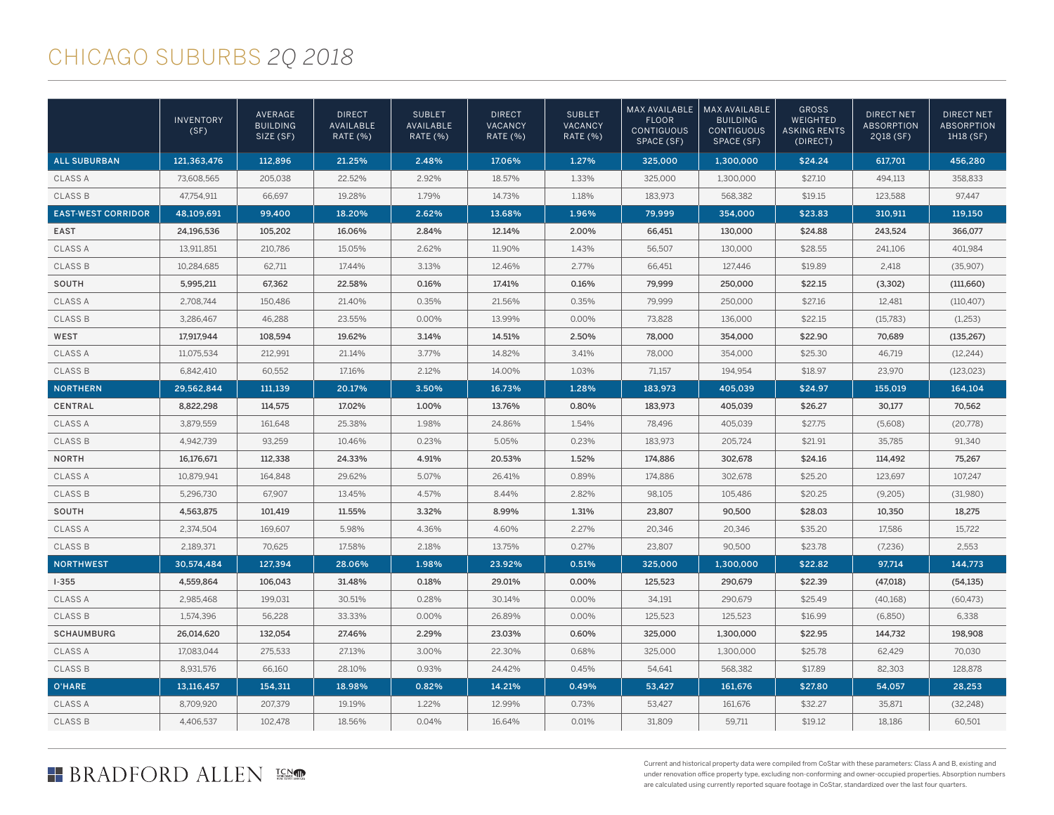# CHICAGO SUBURBS *2Q 2018*

| | INVENTORY (SF) | AVERAGE BUILDING SIZE (SF) | DIRECT AVAILABLE RATE (%) | SUBLET AVAILABLE RATE (%) | DIRECT VACANCY RATE (%) | SUBLET VACANCY RATE (%) | MAX AVAILABLE FLOOR CONTIGUOUS SPACE (SF) | MAX AVAILABLE BUILDING CONTIGUOUS SPACE (SF) | GROSS WEIGHTED ASKING RENTS (DIRECT) | DIRECT NET ABSORPTION 2Q18 (SF) | DIRECT NET ABSORPTION 1H18 (SF) |
|---|---|---|---|---|---|---|---|---|---|---|---|
| **ALL SUBURBAN** | **121,363,476** | **112,896** | **21.25%** | **2.48%** | **17.06%** | **1.27%** | **325,000** | **1,300,000** | **$24.24** | **617,701** | **456,280** |
| CLASS A | 73,608,565 | 205,038 | 22.52% | 2.92% | 18.57% | 1.33% | 325,000 | 1,300,000 | $27.10 | 494,113 | 358,833 |
| CLASS B | 47,754,911 | 66,697 | 19.28% | 1.79% | 14.73% | 1.18% | 183,973 | 568,382 | $19.15 | 123,588 | 97,447 |
| **EAST-WEST CORRIDOR** | **48,109,691** | **99,400** | **18.20%** | **2.62%** | **13.68%** | **1.96%** | **79,999** | **354,000** | **$23.83** | **310,911** | **119,150** |
| **EAST** | **24,196,536** | **105,202** | **16.06%** | **2.84%** | **12.14%** | **2.00%** | **66,451** | **130,000** | **$24.88** | **243,524** | **366,077** |
| CLASS A | 13,911,851 | 210,786 | 15.05% | 2.62% | 11.90% | 1.43% | 56,507 | 130,000 | $28.55 | 241,106 | 401,984 |
| CLASS B | 10,284,685 | 62,711 | 17.44% | 3.13% | 12.46% | 2.77% | 66,451 | 127,446 | $19.89 | 2,418 | (35,907) |
| **SOUTH** | **5,995,211** | **67,362** | **22.58%** | **0.16%** | **17.41%** | **0.16%** | **79,999** | **250,000** | **$22.15** | **(3,302)** | **(111,660)** |
| CLASS A | 2,708,744 | 150,486 | 21.40% | 0.35% | 21.56% | 0.35% | 79,999 | 250,000 | $27.16 | 12,481 | (110,407) |
| CLASS B | 3,286,467 | 46,288 | 23.55% | 0.00% | 13.99% | 0.00% | 73,828 | 136,000 | $22.15 | (15,783) | (1,253) |
| **WEST** | **17,917,944** | **108,594** | **19.62%** | **3.14%** | **14.51%** | **2.50%** | **78,000** | **354,000** | **$22.90** | **70,689** | **(135,267)** |
| CLASS A | 11,075,534 | 212,991 | 21.14% | 3.77% | 14.82% | 3.41% | 78,000 | 354,000 | $25.30 | 46,719 | (12,244) |
| CLASS B | 6,842,410 | 60,552 | 17.16% | 2.12% | 14.00% | 1.03% | 71,157 | 194,954 | $18.97 | 23,970 | (123,023) |
| **NORTHERN** | **29,562,844** | **111,139** | **20.17%** | **3.50%** | **16.73%** | **1.28%** | **183,973** | **405,039** | **$24.97** | **155,019** | **164,104** |
| **CENTRAL** | **8,822,298** | **114,575** | **17.02%** | **1.00%** | **13.76%** | **0.80%** | **183,973** | **405,039** | **$26.27** | **30,177** | **70,562** |
| CLASS A | 3,879,559 | 161,648 | 25.38% | 1.98% | 24.86% | 1.54% | 78,496 | 405,039 | $27.75 | (5,608) | (20,778) |
| CLASS B | 4,942,739 | 93,259 | 10.46% | 0.23% | 5.05% | 0.23% | 183,973 | 205,724 | $21.91 | 35,785 | 91,340 |
| **NORTH** | **16,176,671** | **112,338** | **24.33%** | **4.91%** | **20.53%** | **1.52%** | **174,886** | **302,678** | **$24.16** | **114,492** | **75,267** |
| CLASS A | 10,879,941 | 164,848 | 29.62% | 5.07% | 26.41% | 0.89% | 174,886 | 302,678 | $25.20 | 123,697 | 107,247 |
| CLASS B | 5,296,730 | 67,907 | 13.45% | 4.57% | 8.44% | 2.82% | 98,105 | 105,486 | $20.25 | (9,205) | (31,980) |
| **SOUTH** | **4,563,875** | **101,419** | **11.55%** | **3.32%** | **8.99%** | **1.31%** | **23,807** | **90,500** | **$28.03** | **10,350** | **18,275** |
| CLASS A | 2,374,504 | 169,607 | 5.98% | 4.36% | 4.60% | 2.27% | 20,346 | 20,346 | $35.20 | 17,586 | 15,722 |
| CLASS B | 2,189,371 | 70,625 | 17.58% | 2.18% | 13.75% | 0.27% | 23,807 | 90,500 | $23.78 | (7,236) | 2,553 |
| **NORTHWEST** | **30,574,484** | **127,394** | **28.06%** | **1.98%** | **23.92%** | **0.51%** | **325,000** | **1,300,000** | **$22.82** | **97,714** | **144,773** |
| **I-355** | **4,559,864** | **106,043** | **31.48%** | **0.18%** | **29.01%** | **0.00%** | **125,523** | **290,679** | **$22.39** | **(47,018)** | **(54,135)** |
| CLASS A | 2,985,468 | 199,031 | 30.51% | 0.28% | 30.14% | 0.00% | 34,191 | 290,679 | $25.49 | (40,168) | (60,473) |
| CLASS B | 1,574,396 | 56,228 | 33.33% | 0.00% | 26.89% | 0.00% | 125,523 | 125,523 | $16.99 | (6,850) | 6,338 |
| **SCHAUMBURG** | **26,014,620** | **132,054** | **27.46%** | **2.29%** | **23.03%** | **0.60%** | **325,000** | **1,300,000** | **$22.95** | **144,732** | **198,908** |
| CLASS A | 17,083,044 | 275,533 | 27.13% | 3.00% | 22.30% | 0.68% | 325,000 | 1,300,000 | $25.78 | 62,429 | 70,030 |
| CLASS B | 8,931,576 | 66,160 | 28.10% | 0.93% | 24.42% | 0.45% | 54,641 | 568,382 | $17.89 | 82,303 | 128,878 |
| **O'HARE** | **13,116,457** | **154,311** | **18.98%** | **0.82%** | **14.21%** | **0.49%** | **53,427** | **161,676** | **$27.80** | **54,057** | **28,253** |
| CLASS A | 8,709,920 | 207,379 | 19.19% | 1.22% | 12.99% | 0.73% | 53,427 | 161,676 | $32.27 | 35,871 | (32,248) |
| CLASS B | 4,406,537 | 102,478 | 18.56% | 0.04% | 16.64% | 0.01% | 31,809 | 59,711 | $19.12 | 18,186 | 60,501 |

BRADFORD ALLEN

Current and historical property data were compiled from CoStar with these parameters: Class A and B, existing and under renovation office property type, excluding non-conforming and owner-occupied properties. Absorption numbers are calculated using currently reported square footage in CoStar, standardized over the last four quarters.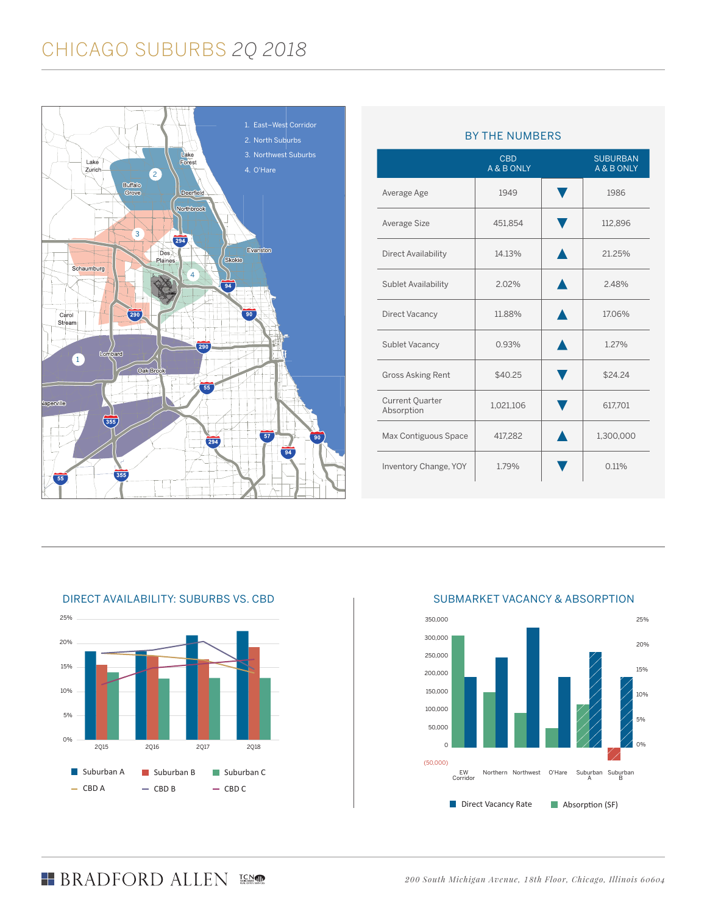# CHICAGO SUBURBS *2Q 2018*

1. East–West Corridor
2. North Suburbs
3. Northwest Suburbs
4. O'Hare

## BY THE NUMBERS

| | CBD A & B ONLY | | SUBURBAN A & B ONLY |
|---|---|---|---|
| Average Age | 1949 | ▼ | 1986 |
| Average Size | 451,854 | ▼ | 112,896 |
| Direct Availability | 14.13% | ▲ | 21.25% |
| Sublet Availability | 2.02% | ▲ | 2.48% |
| Direct Vacancy | 11.88% | ▲ | 17.06% |
| Sublet Vacancy | 0.93% | ▲ | 1.27% |
| Gross Asking Rent | $40.25 | ▼ | $24.24 |
| Current Quarter Absorption | 1,021,106 | ▼ | 617,701 |
| Max Contiguous Space | 417,282 | ▲ | 1,300,000 |
| Inventory Change, YOY | 1.79% | ▼ | 0.11% |

## DIRECT AVAILABILITY: SUBURBS VS. CBD

Legend: Suburban A, Suburban B, Suburban C, CBD A, CBD B, CBD C

X-axis: 2Q15, 2Q16, 2Q17, 2Q18 — Y-axis: 0%–25%

## SUBMARKET VACANCY & ABSORPTION

Submarkets: EW Corridor, Northern, Northwest, O'Hare, Suburban A, Suburban B

Legend: Direct Vacancy Rate, Absorption (SF)

Left axis: (50,000) – 350,000 — Right axis: 0%–25%

200 South Michigan Avenue, 18th Floor, Chicago, Illinois 60604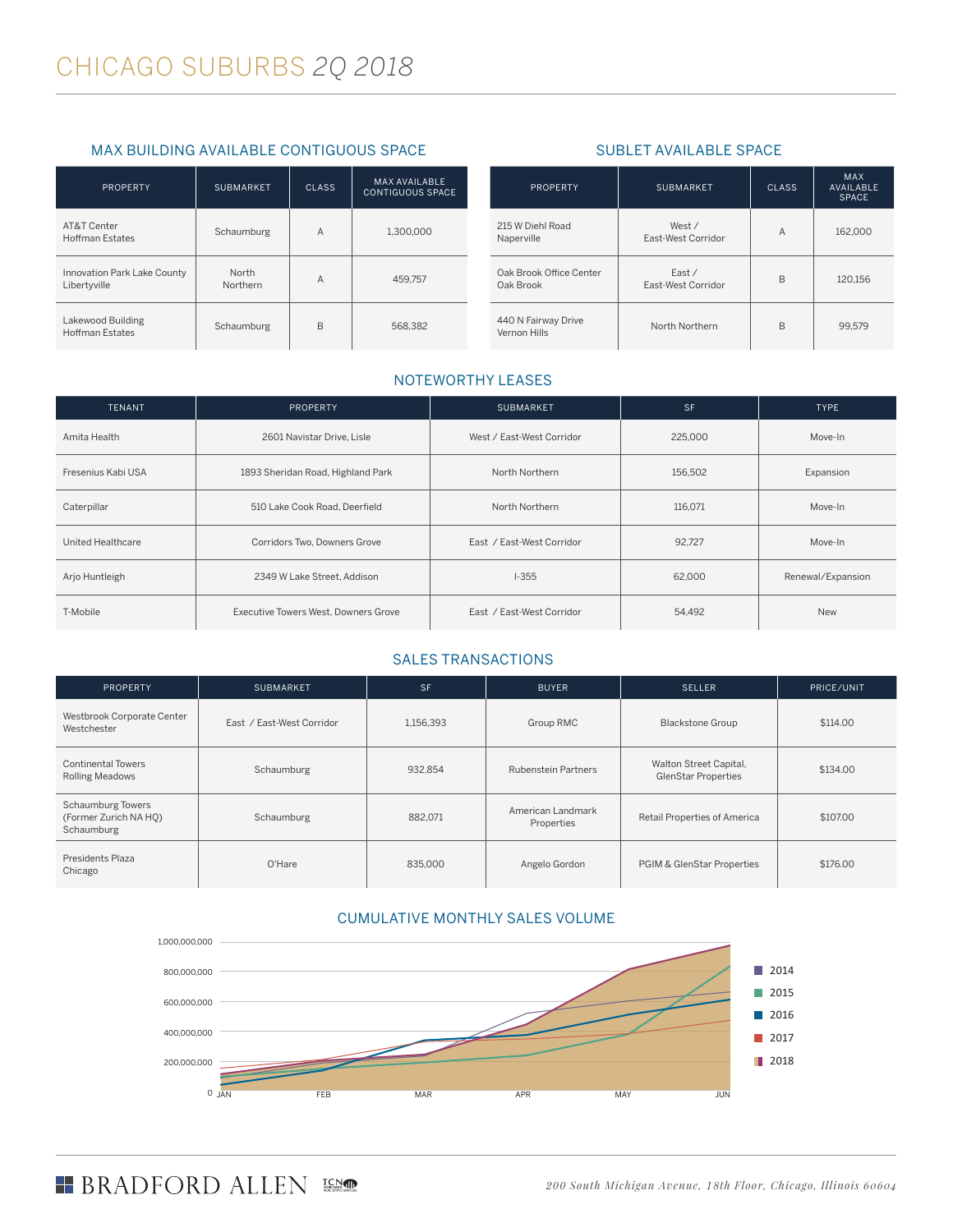# CHICAGO SUBURBS *2Q 2018*

## MAX BUILDING AVAILABLE CONTIGUOUS SPACE

| PROPERTY | SUBMARKET | CLASS | MAX AVAILABLE CONTIGUOUS SPACE |
|---|---|---|---|
| AT&T Center Hoffman Estates | Schaumburg | A | 1,300,000 |
| Innovation Park Lake County Libertyville | North Northern | A | 459,757 |
| Lakewood Building Hoffman Estates | Schaumburg | B | 568,382 |

## SUBLET AVAILABLE SPACE

| PROPERTY | SUBMARKET | CLASS | MAX AVAILABLE SPACE |
|---|---|---|---|
| 215 W Diehl Road Naperville | West / East-West Corridor | A | 162,000 |
| Oak Brook Office Center Oak Brook | East / East-West Corridor | B | 120,156 |
| 440 N Fairway Drive Vernon Hills | North Northern | B | 99,579 |

## NOTEWORTHY LEASES

| TENANT | PROPERTY | SUBMARKET | SF | TYPE |
|---|---|---|---|---|
| Amita Health | 2601 Navistar Drive, Lisle | West / East-West Corridor | 225,000 | Move-In |
| Fresenius Kabi USA | 1893 Sheridan Road, Highland Park | North Northern | 156,502 | Expansion |
| Caterpillar | 510 Lake Cook Road, Deerfield | North Northern | 116,071 | Move-In |
| United Healthcare | Corridors Two, Downers Grove | East / East-West Corridor | 92,727 | Move-In |
| Arjo Huntleigh | 2349 W Lake Street, Addison | I-355 | 62,000 | Renewal/Expansion |
| T-Mobile | Executive Towers West, Downers Grove | East / East-West Corridor | 54,492 | New |

## SALES TRANSACTIONS

| PROPERTY | SUBMARKET | SF | BUYER | SELLER | PRICE/UNIT |
|---|---|---|---|---|---|
| Westbrook Corporate Center Westchester | East / East-West Corridor | 1,156,393 | Group RMC | Blackstone Group | $114.00 |
| Continental Towers Rolling Meadows | Schaumburg | 932,854 | Rubenstein Partners | Walton Street Capital, GlenStar Properties | $134.00 |
| Schaumburg Towers (Former Zurich NA HQ) Schaumburg | Schaumburg | 882,071 | American Landmark Properties | Retail Properties of America | $107.00 |
| Presidents Plaza Chicago | O'Hare | 835,000 | Angelo Gordon | PGIM & GlenStar Properties | $176.00 |

## CUMULATIVE MONTHLY SALES VOLUME

1,000,000,000
800,000,000
600,000,000
400,000,000
200,000,000
0

JAN FEB MAR APR MAY JUN

2014
2015
2016
2017
2018